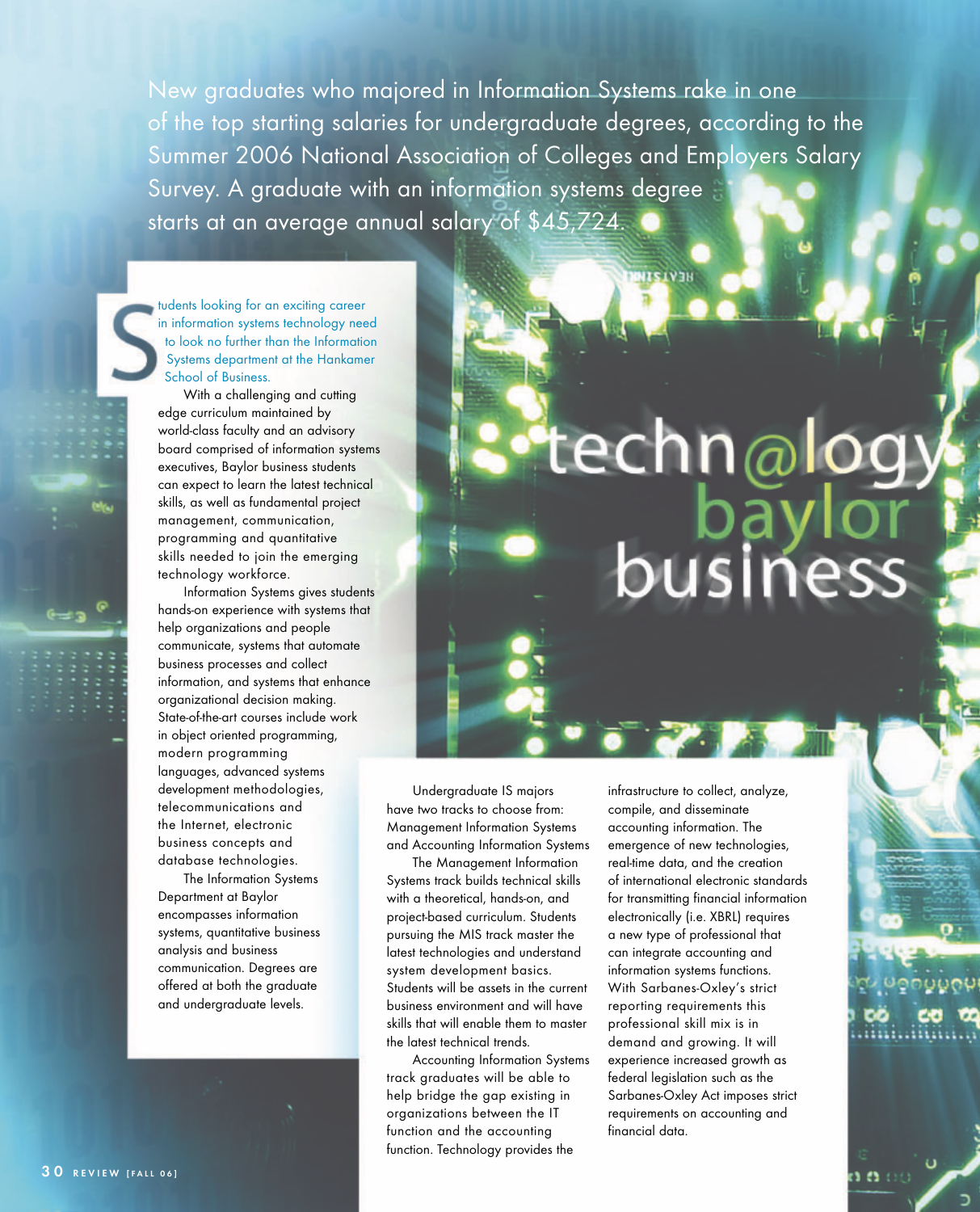# techn@logy baylor business

New graduates who majored in Information Systems rake in one of the top starting salaries for undergraduate degrees, according to the Summer 2006 National Association of Colleges and Employers Salary Survey. A graduate with an information systems degree starts at an average annual salary of $45,724.

Students looking for an exciting career in information systems technology need to look no further than the Information Systems department at the Hankamer School of Business.

With a challenging and cutting edge curriculum maintained by world-class faculty and an advisory board comprised of information systems executives, Baylor business students can expect to learn the latest technical skills, as well as fundamental project management, communication, programming and quantitative skills needed to join the emerging technology workforce.

Information Systems gives students hands-on experience with systems that help organizations and people communicate, systems that automate business processes and collect information, and systems that enhance organizational decision making. State-of-the-art courses include work in object oriented programming, modern programming languages, advanced systems development methodologies, telecommunications and the Internet, electronic business concepts and database technologies.

The Information Systems Department at Baylor encompasses information systems, quantitative business analysis and business communication. Degrees are offered at both the graduate and undergraduate levels.

Undergraduate IS majors have two tracks to choose from: Management Information Systems and Accounting Information Systems.

The Management Information Systems track builds technical skills with a theoretical, hands-on, and project-based curriculum. Students pursuing the MIS track master the latest technologies and understand system development basics. Students will be assets in the current business environment and will have skills that will enable them to master the latest technical trends.

Accounting Information Systems track graduates will be able to help bridge the gap existing in organizations between the IT function and the accounting function. Technology provides the infrastructure to collect, analyze, compile, and disseminate accounting information. The emergence of new technologies, real-time data, and the creation of international electronic standards for transmitting financial information electronically (i.e. XBRL) requires a new type of professional that can integrate accounting and information systems functions. With Sarbanes-Oxley's strict reporting requirements this professional skill mix is in demand and growing. It will experience increased growth as federal legislation such as the Sarbanes-Oxley Act imposes strict requirements on accounting and financial data.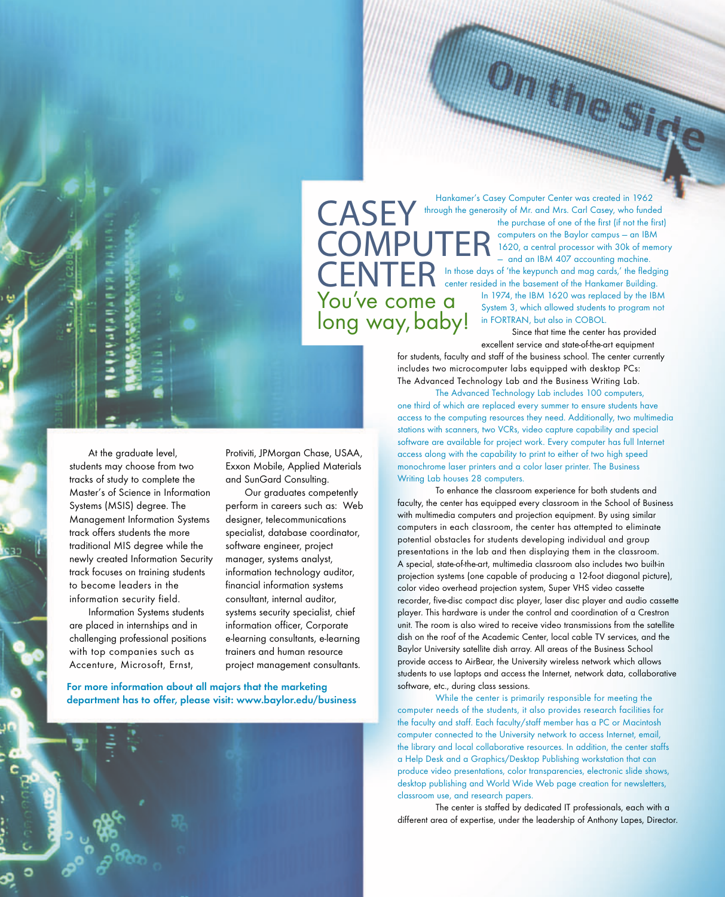At the graduate level, students may choose from two tracks of study to complete the Master's of Science in Information Systems (MSIS) degree. The Management Information Systems track offers students the more traditional MIS degree while the newly created Information Security track focuses on training students to become leaders in the information security field.

Information Systems students are placed in internships and in challenging professional positions with top companies such as Accenture, Microsoft, Ernst, Protiviti, JPMorgan Chase, USAA, Exxon Mobile, Applied Materials and SunGard Consulting.

Our graduates competently perform in careers such as: Web designer, telecommunications specialist, database coordinator, software engineer, project manager, systems analyst, information technology auditor, financial information systems consultant, internal auditor, systems security specialist, chief information officer, Corporate e-learning consultants, e-learning trainers and human resource project management consultants.

**For more information about all majors that the marketing department has to offer, please visit: www.baylor.edu/business**

On the Side

# CASEY COMPUTER CENTER

## You've come a long way, baby!

Hankamer's Casey Computer Center was created in 1962 through the generosity of Mr. and Mrs. Carl Casey, who funded the purchase of one of the first (if not the first) computers on the Baylor campus – an IBM 1620, a central processor with 30k of memory – and an IBM 407 accounting machine. In those days of 'the keypunch and mag cards,' the fledging center resided in the basement of the Hankamer Building. In 1974, the IBM 1620 was replaced by the IBM System 3, which allowed students to program not in FORTRAN, but also in COBOL.

Since that time the center has provided excellent service and state-of-the-art equipment for students, faculty and staff of the business school. The center currently includes two microcomputer labs equipped with desktop PCs: The Advanced Technology Lab and the Business Writing Lab.

The Advanced Technology Lab includes 100 computers, one third of which are replaced every summer to ensure students have access to the computing resources they need. Additionally, two multimedia stations with scanners, two VCRs, video capture capability and special software are available for project work. Every computer has full Internet access along with the capability to print to either of two high speed monochrome laser printers and a color laser printer. The Business Writing Lab houses 28 computers.

To enhance the classroom experience for both students and faculty, the center has equipped every classroom in the School of Business with multimedia computers and projection equipment. By using similar computers in each classroom, the center has attempted to eliminate potential obstacles for students developing individual and group presentations in the lab and then displaying them in the classroom. A special, state-of-the-art, multimedia classroom also includes two built-in projection systems (one capable of producing a 12-foot diagonal picture), color video overhead projection system, Super VHS video cassette recorder, five-disc compact disc player, laser disc player and audio cassette player. This hardware is under the control and coordination of a Crestron unit. The room is also wired to receive video transmissions from the satellite dish on the roof of the Academic Center, local cable TV services, and the Baylor University satellite dish array. All areas of the Business School provide access to AirBear, the University wireless network which allows students to use laptops and access the Internet, network data, collaborative software, etc., during class sessions.

While the center is primarily responsible for meeting the computer needs of the students, it also provides research facilities for the faculty and staff. Each faculty/staff member has a PC or Macintosh computer connected to the University network to access Internet, email, the library and local collaborative resources. In addition, the center staffs a Help Desk and a Graphics/Desktop Publishing workstation that can produce video presentations, color transparencies, electronic slide shows, desktop publishing and World Wide Web page creation for newsletters, classroom use, and research papers.

The center is staffed by dedicated IT professionals, each with a different area of expertise, under the leadership of Anthony Lapes, Director.